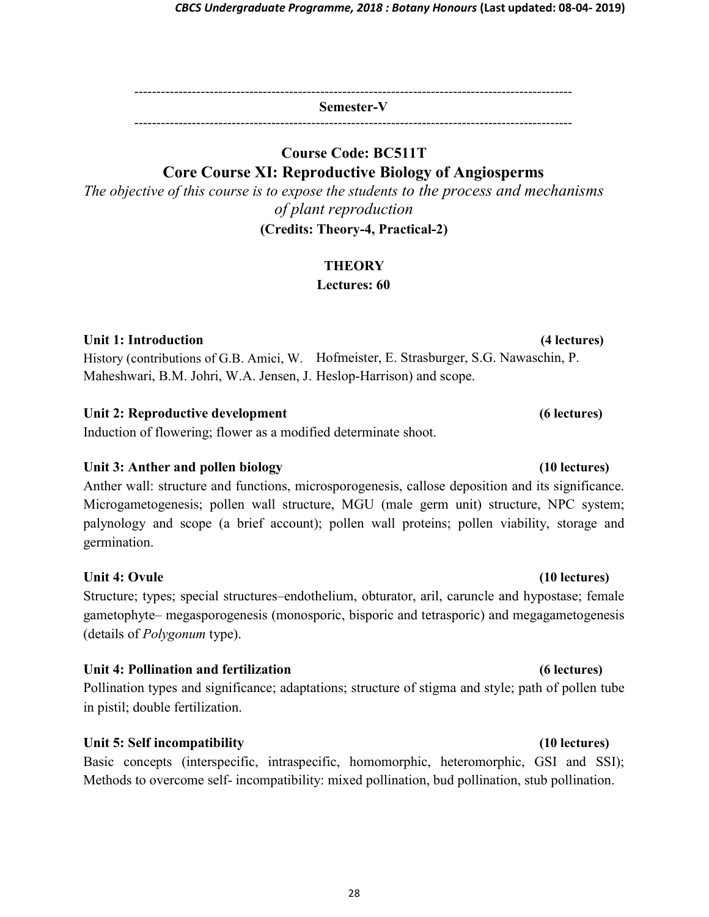---

**Semester-V**

---

## Course Code: BC511T

## Core Course XI: Reproductive Biology of Angiosperms

*The objective of this course is to expose the students to the process and mechanisms of plant reproduction*

**(Credits: Theory-4, Practical-2)**

**THEORY**

**Lectures: 60**

**Unit 1: Introduction** **(4 lectures)**

History (contributions of G.B. Amici, W. Hofmeister, E. Strasburger, S.G. Nawaschin, P. Maheshwari, B.M. Johri, W.A. Jensen, J. Heslop-Harrison) and scope.

**Unit 2: Reproductive development** **(6 lectures)**

Induction of flowering; flower as a modified determinate shoot.

**Unit 3: Anther and pollen biology** **(10 lectures)**

Anther wall: structure and functions, microsporogenesis, callose deposition and its significance. Microgametogenesis; pollen wall structure, MGU (male germ unit) structure, NPC system; palynology and scope (a brief account); pollen wall proteins; pollen viability, storage and germination.

**Unit 4: Ovule** **(10 lectures)**

Structure; types; special structures–endothelium, obturator, aril, caruncle and hypostase; female gametophyte– megasporogenesis (monosporic, bisporic and tetrasporic) and megagametogenesis (details of *Polygonum* type).

**Unit 4: Pollination and fertilization** **(6 lectures)**

Pollination types and significance; adaptations; structure of stigma and style; path of pollen tube in pistil; double fertilization.

**Unit 5: Self incompatibility** **(10 lectures)**

Basic concepts (interspecific, intraspecific, homomorphic, heteromorphic, GSI and SSI); Methods to overcome self- incompatibility: mixed pollination, bud pollination, stub pollination.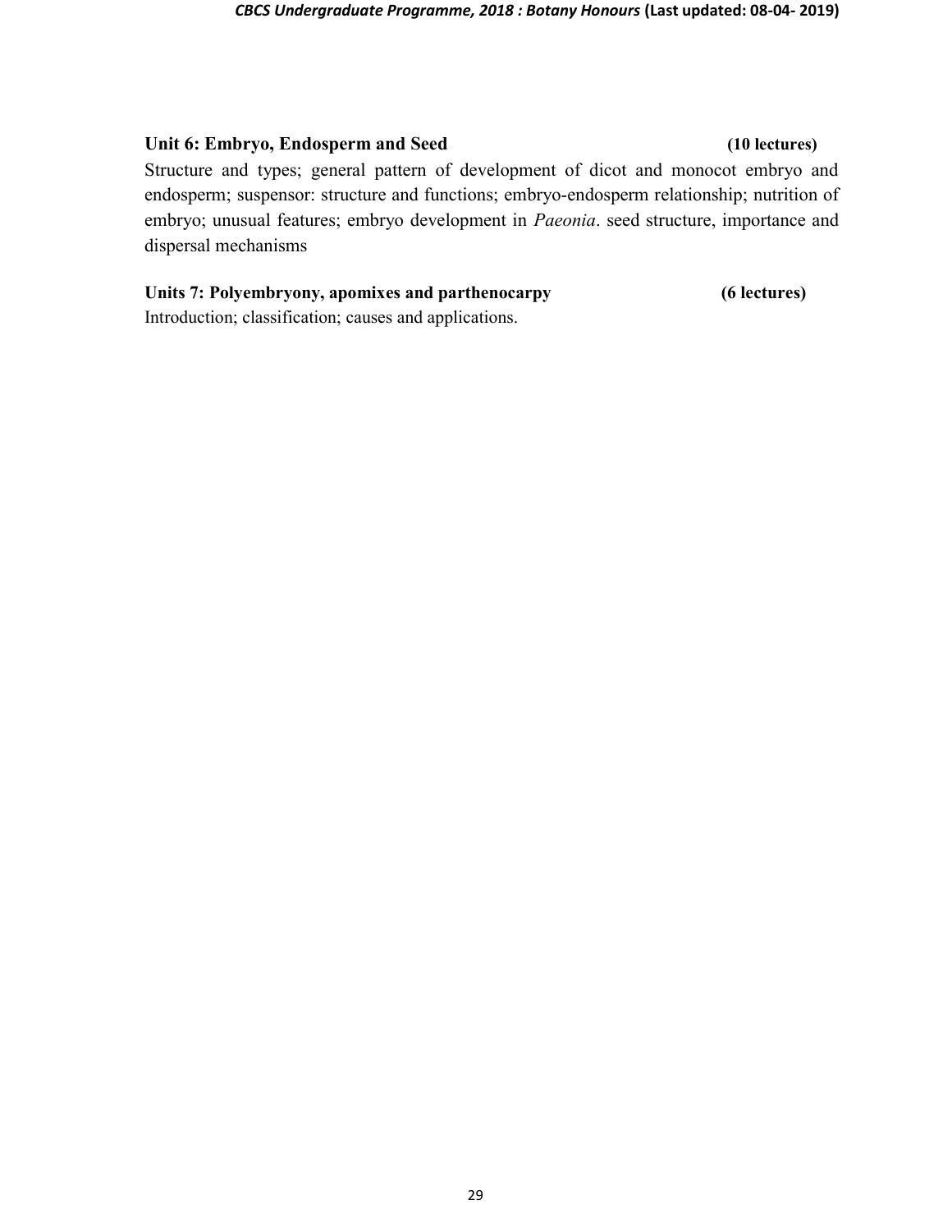**Unit 6: Embryo, Endosperm and Seed** **(10 lectures)**

Structure and types; general pattern of development of dicot and monocot embryo and endosperm; suspensor: structure and functions; embryo-endosperm relationship; nutrition of embryo; unusual features; embryo development in *Paeonia*. seed structure, importance and dispersal mechanisms

**Units 7: Polyembryony, apomixes and parthenocarpy** **(6 lectures)**

Introduction; classification; causes and applications.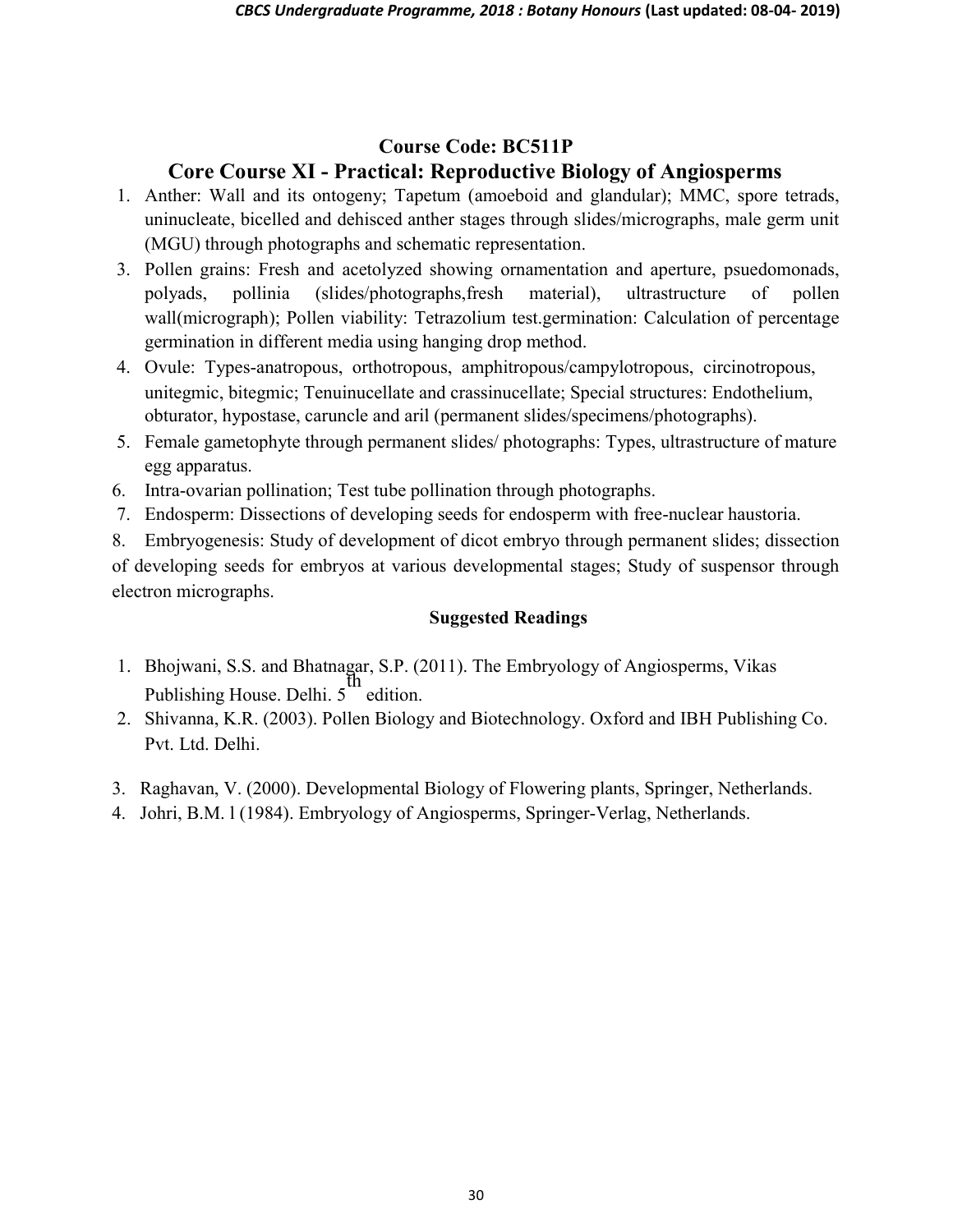## Course Code: BC511P

## Core Course XI - Practical: Reproductive Biology of Angiosperms

1. Anther: Wall and its ontogeny; Tapetum (amoeboid and glandular); MMC, spore tetrads, uninucleate, bicelled and dehisced anther stages through slides/micrographs, male germ unit (MGU) through photographs and schematic representation.
3. Pollen grains: Fresh and acetolyzed showing ornamentation and aperture, psuedomonads, polyads, pollinia (slides/photographs,fresh material), ultrastructure of pollen wall(micrograph); Pollen viability: Tetrazolium test.germination: Calculation of percentage germination in different media using hanging drop method.
4. Ovule: Types-anatropous, orthotropous, amphitropous/campylotropous, circinotropous, unitegmic, bitegmic; Tenuinucellate and crassinucellate; Special structures: Endothelium, obturator, hypostase, caruncle and aril (permanent slides/specimens/photographs).
5. Female gametophyte through permanent slides/ photographs: Types, ultrastructure of mature egg apparatus.
6. Intra-ovarian pollination; Test tube pollination through photographs.
7. Endosperm: Dissections of developing seeds for endosperm with free-nuclear haustoria.
8. Embryogenesis: Study of development of dicot embryo through permanent slides; dissection of developing seeds for embryos at various developmental stages; Study of suspensor through electron micrographs.

**Suggested Readings**

1. Bhojwani, S.S. and Bhatnagar, S.P. (2011). The Embryology of Angiosperms, Vikas Publishing House. Delhi. 5th edition.
2. Shivanna, K.R. (2003). Pollen Biology and Biotechnology. Oxford and IBH Publishing Co. Pvt. Ltd. Delhi.
3. Raghavan, V. (2000). Developmental Biology of Flowering plants, Springer, Netherlands.
4. Johri, B.M. l (1984). Embryology of Angiosperms, Springer-Verlag, Netherlands.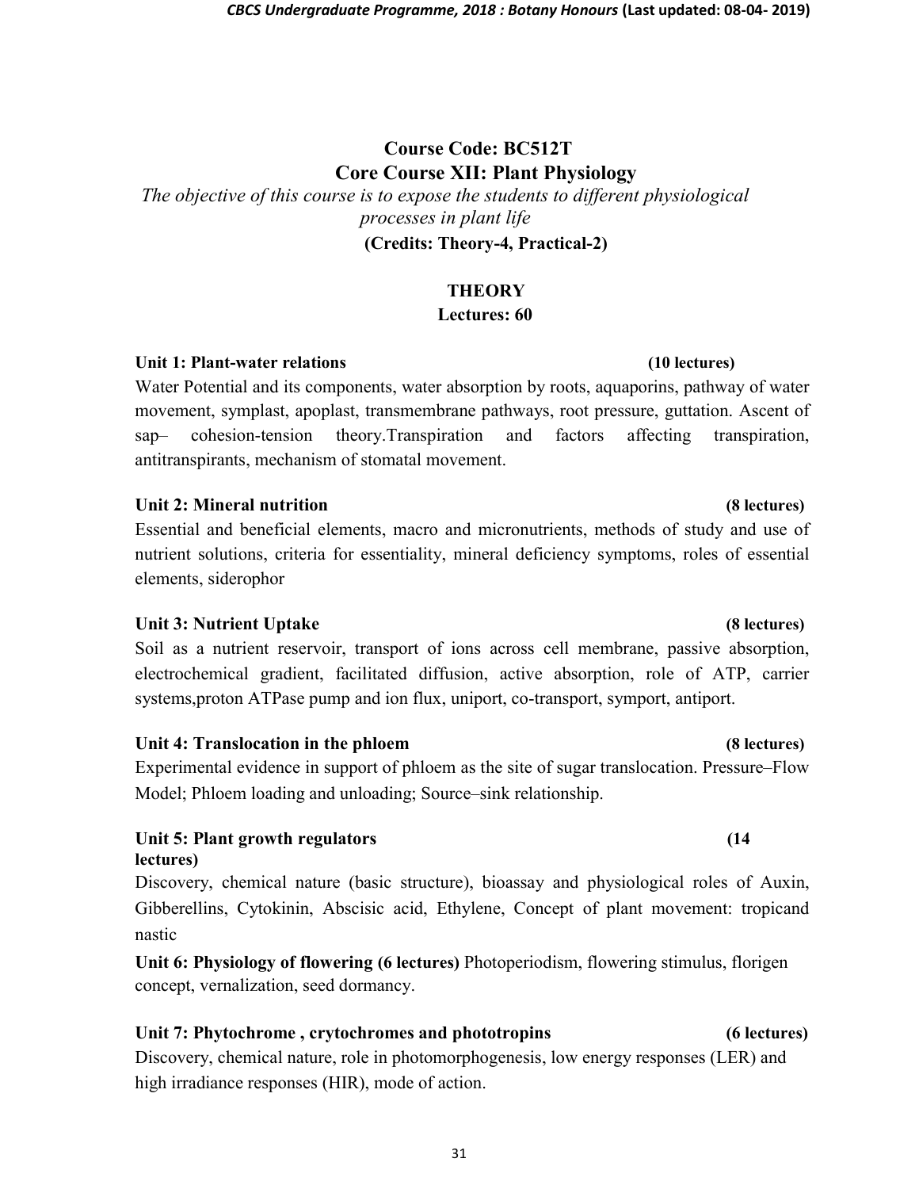## Course Code: BC512T
## Core Course XII: Plant Physiology

*The objective of this course is to expose the students to different physiological processes in plant life*

**(Credits: Theory-4, Practical-2)**

### THEORY
**Lectures: 60**

**Unit 1: Plant-water relations (10 lectures)**

Water Potential and its components, water absorption by roots, aquaporins, pathway of water movement, symplast, apoplast, transmembrane pathways, root pressure, guttation. Ascent of sap– cohesion-tension theory.Transpiration and factors affecting transpiration, antitranspirants, mechanism of stomatal movement.

**Unit 2: Mineral nutrition (8 lectures)**

Essential and beneficial elements, macro and micronutrients, methods of study and use of nutrient solutions, criteria for essentiality, mineral deficiency symptoms, roles of essential elements, siderophor

**Unit 3: Nutrient Uptake (8 lectures)**

Soil as a nutrient reservoir, transport of ions across cell membrane, passive absorption, electrochemical gradient, facilitated diffusion, active absorption, role of ATP, carrier systems,proton ATPase pump and ion flux, uniport, co-transport, symport, antiport.

**Unit 4: Translocation in the phloem (8 lectures)**

Experimental evidence in support of phloem as the site of sugar translocation. Pressure–Flow Model; Phloem loading and unloading; Source–sink relationship.

**Unit 5: Plant growth regulators (14 lectures)**

Discovery, chemical nature (basic structure), bioassay and physiological roles of Auxin, Gibberellins, Cytokinin, Abscisic acid, Ethylene, Concept of plant movement: tropicand nastic

**Unit 6: Physiology of flowering (6 lectures)** Photoperiodism, flowering stimulus, florigen concept, vernalization, seed dormancy.

**Unit 7: Phytochrome , crytochromes and phototropins (6 lectures)**

Discovery, chemical nature, role in photomorphogenesis, low energy responses (LER) and high irradiance responses (HIR), mode of action.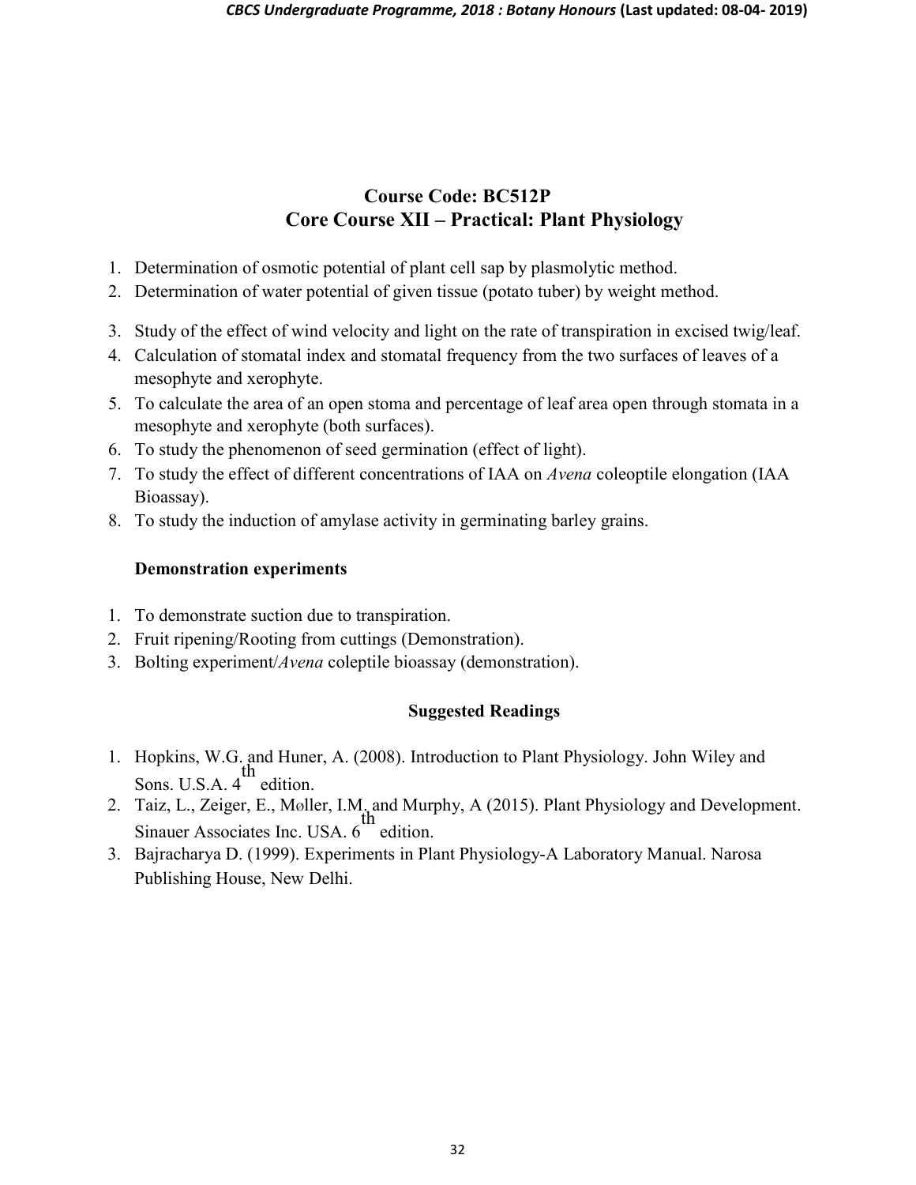## Course Code: BC512P
## Core Course XII – Practical: Plant Physiology

1. Determination of osmotic potential of plant cell sap by plasmolytic method.
2. Determination of water potential of given tissue (potato tuber) by weight method.
3. Study of the effect of wind velocity and light on the rate of transpiration in excised twig/leaf.
4. Calculation of stomatal index and stomatal frequency from the two surfaces of leaves of a mesophyte and xerophyte.
5. To calculate the area of an open stoma and percentage of leaf area open through stomata in a mesophyte and xerophyte (both surfaces).
6. To study the phenomenon of seed germination (effect of light).
7. To study the effect of different concentrations of IAA on *Avena* coleoptile elongation (IAA Bioassay).
8. To study the induction of amylase activity in germinating barley grains.

### Demonstration experiments

1. To demonstrate suction due to transpiration.
2. Fruit ripening/Rooting from cuttings (Demonstration).
3. Bolting experiment/*Avena* coleptile bioassay (demonstration).

### Suggested Readings

1. Hopkins, W.G. and Huner, A. (2008). Introduction to Plant Physiology. John Wiley and Sons. U.S.A. 4th edition.
2. Taiz, L., Zeiger, E., Møller, I.M. and Murphy, A (2015). Plant Physiology and Development. Sinauer Associates Inc. USA. 6th edition.
3. Bajracharya D. (1999). Experiments in Plant Physiology-A Laboratory Manual. Narosa Publishing House, New Delhi.